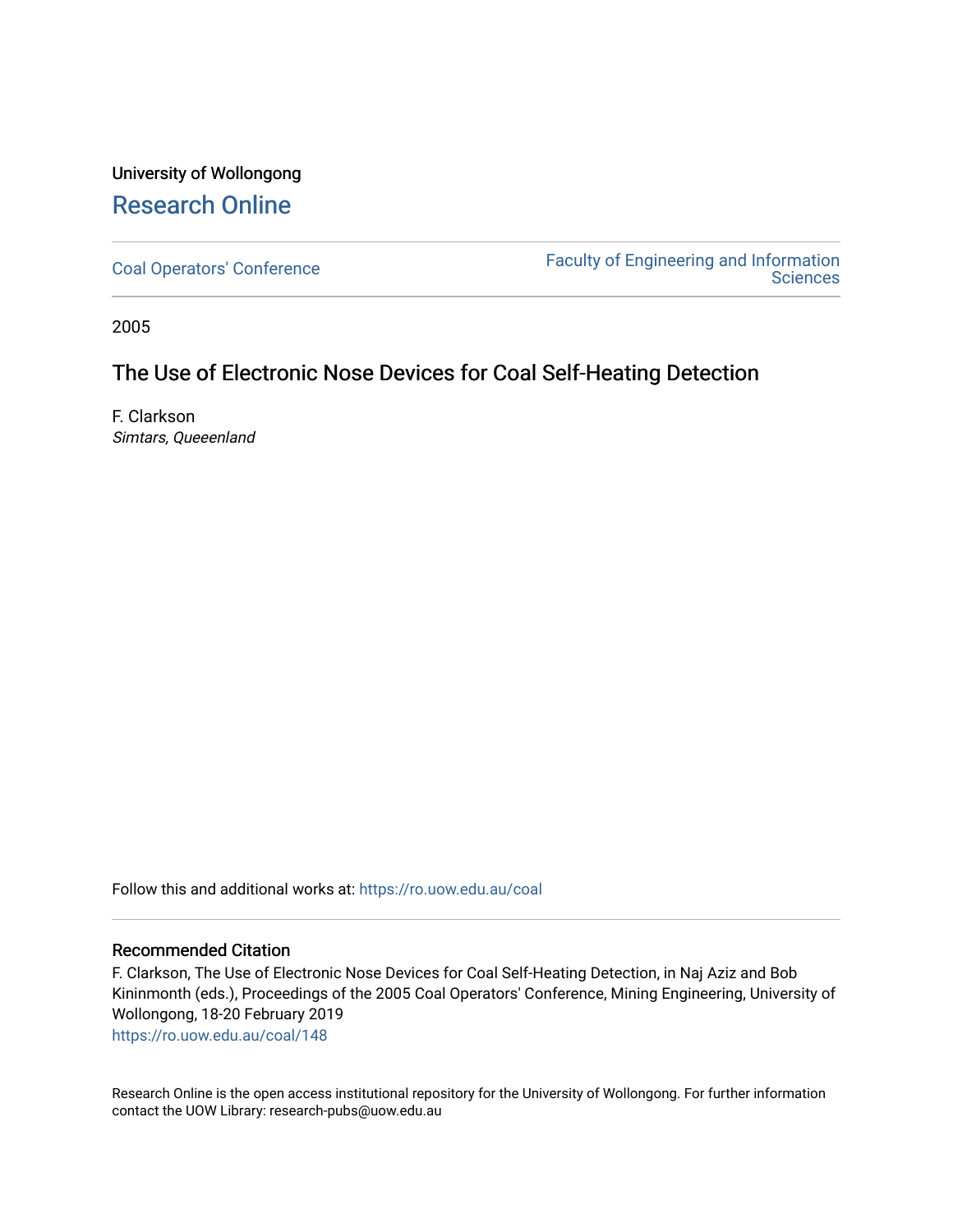University of Wollongong

## Research Online

Coal Operators' Conference

Faculty of Engineering and Information Sciences

2005

# The Use of Electronic Nose Devices for Coal Self-Heating Detection

F. Clarkson
*Simtars, Queeenland*

Follow this and additional works at: https://ro.uow.edu.au/coal

### Recommended Citation

F. Clarkson, The Use of Electronic Nose Devices for Coal Self-Heating Detection, in Naj Aziz and Bob Kininmonth (eds.), Proceedings of the 2005 Coal Operators' Conference, Mining Engineering, University of Wollongong, 18-20 February 2019
https://ro.uow.edu.au/coal/148

Research Online is the open access institutional repository for the University of Wollongong. For further information contact the UOW Library: research-pubs@uow.edu.au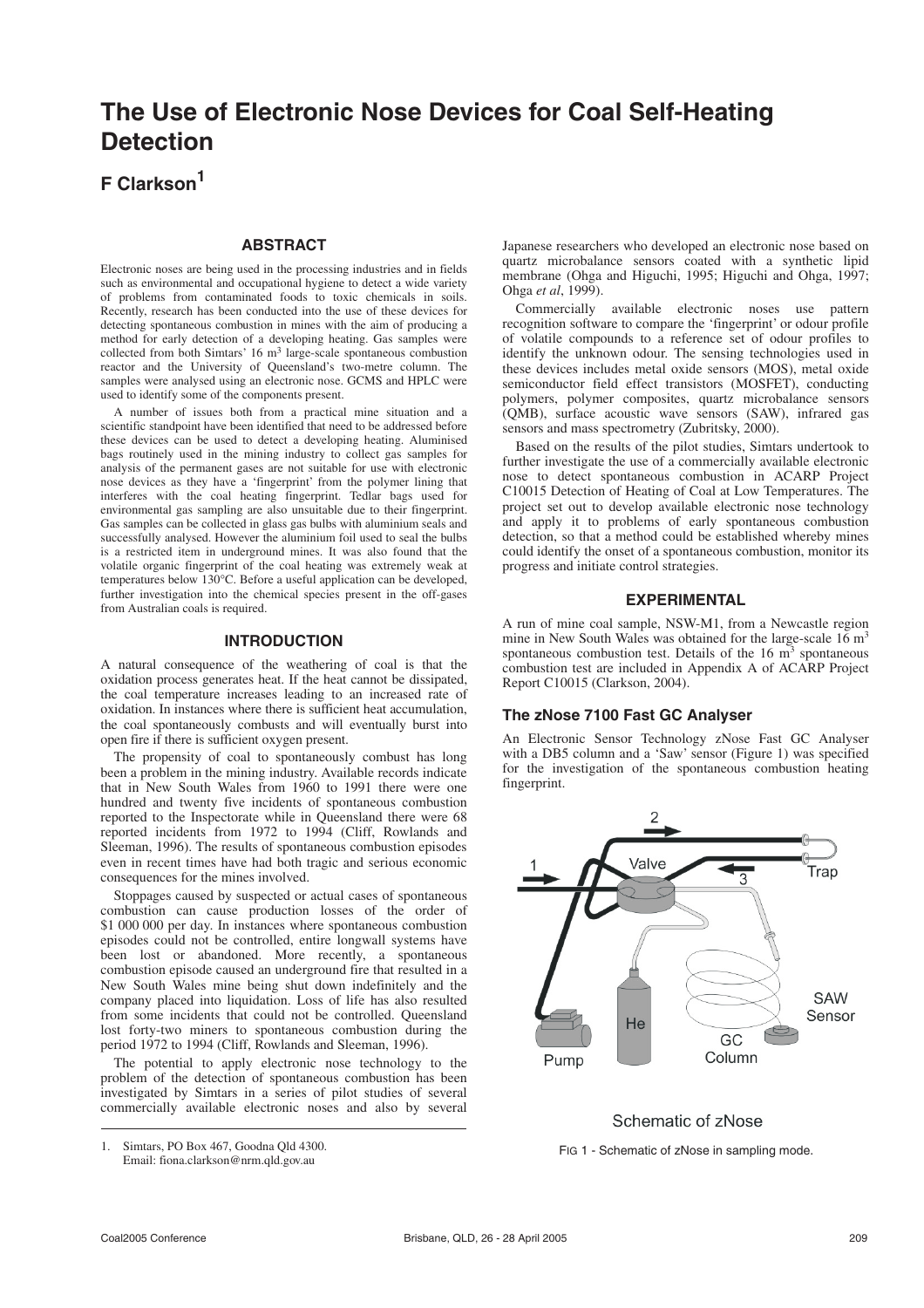# The Use of Electronic Nose Devices for Coal Self-Heating Detection

## F Clarkson[1]

### ABSTRACT

Electronic noses are being used in the processing industries and in fields such as environmental and occupational hygiene to detect a wide variety of problems from contaminated foods to toxic chemicals in soils. Recently, research has been conducted into the use of these devices for detecting spontaneous combustion in mines with the aim of producing a method for early detection of a developing heating. Gas samples were collected from both Simtars' 16 $m^3$ large-scale spontaneous combustion reactor and the University of Queensland's two-metre column. The samples were analysed using an electronic nose. GCMS and HPLC were used to identify some of the components present.

A number of issues both from a practical mine situation and a scientific standpoint have been identified that need to be addressed before these devices can be used to detect a developing heating. Aluminised bags routinely used in the mining industry to collect gas samples for analysis of the permanent gases are not suitable for use with electronic nose devices as they have a 'fingerprint' from the polymer lining that interferes with the coal heating fingerprint. Tedlar bags used for environmental gas sampling are also unsuitable due to their fingerprint. Gas samples can be collected in glass gas bulbs with aluminium seals and successfully analysed. However the aluminium foil used to seal the bulbs is a restricted item in underground mines. It was also found that the volatile organic fingerprint of the coal heating was extremely weak at temperatures below 130°C. Before a useful application can be developed, further investigation into the chemical species present in the off-gases from Australian coals is required.

### INTRODUCTION

A natural consequence of the weathering of coal is that the oxidation process generates heat. If the heat cannot be dissipated, the coal temperature increases leading to an increased rate of oxidation. In instances where there is sufficient heat accumulation, the coal spontaneously combusts and will eventually burst into open fire if there is sufficient oxygen present.

The propensity of coal to spontaneously combust has long been a problem in the mining industry. Available records indicate that in New South Wales from 1960 to 1991 there were one hundred and twenty five incidents of spontaneous combustion reported to the Inspectorate while in Queensland there were 68 reported incidents from 1972 to 1994 (Cliff, Rowlands and Sleeman, 1996). The results of spontaneous combustion episodes even in recent times have had both tragic and serious economic consequences for the mines involved.

Stoppages caused by suspected or actual cases of spontaneous combustion can cause production losses of the order of \$1 000 000 per day. In instances where spontaneous combustion episodes could not be controlled, entire longwall systems have been lost or abandoned. More recently, a spontaneous combustion episode caused an underground fire that resulted in a New South Wales mine being shut down indefinitely and the company placed into liquidation. Loss of life has also resulted from some incidents that could not be controlled. Queensland lost forty-two miners to spontaneous combustion during the period 1972 to 1994 (Cliff, Rowlands and Sleeman, 1996).

The potential to apply electronic nose technology to the problem of the detection of spontaneous combustion has been investigated by Simtars in a series of pilot studies of several commercially available electronic noses and also by several Japanese researchers who developed an electronic nose based on quartz microbalance sensors coated with a synthetic lipid membrane (Ohga and Higuchi, 1995; Higuchi and Ohga, 1997; Ohga *et al*, 1999).

Commercially available electronic noses use pattern recognition software to compare the 'fingerprint' or odour profile of volatile compounds to a reference set of odour profiles to identify the unknown odour. The sensing technologies used in these devices includes metal oxide sensors (MOS), metal oxide semiconductor field effect transistors (MOSFET), conducting polymers, polymer composites, quartz microbalance sensors (QMB), surface acoustic wave sensors (SAW), infrared gas sensors and mass spectrometry (Zubritsky, 2000).

Based on the results of the pilot studies, Simtars undertook to further investigate the use of a commercially available electronic nose to detect spontaneous combustion in ACARP Project C10015 Detection of Heating of Coal at Low Temperatures. The project set out to develop available electronic nose technology and apply it to problems of early spontaneous combustion detection, so that a method could be established whereby mines could identify the onset of a spontaneous combustion, monitor its progress and initiate control strategies.

### EXPERIMENTAL

A run of mine coal sample, NSW-M1, from a Newcastle region mine in New South Wales was obtained for the large-scale 16 $m^3$ spontaneous combustion test. Details of the 16 $m^3$ spontaneous combustion test are included in Appendix A of ACARP Project Report C10015 (Clarkson, 2004).

#### The zNose 7100 Fast GC Analyser

An Electronic Sensor Technology zNose Fast GC Analyser with a DB5 column and a 'Saw' sensor (Figure 1) was specified for the investigation of the spontaneous combustion heating fingerprint.

Schematic of zNose

FIG 1 - Schematic of zNose in sampling mode.

1. Simtars, PO Box 467, Goodna Qld 4300. Email: fiona.clarkson@nrm.qld.gov.au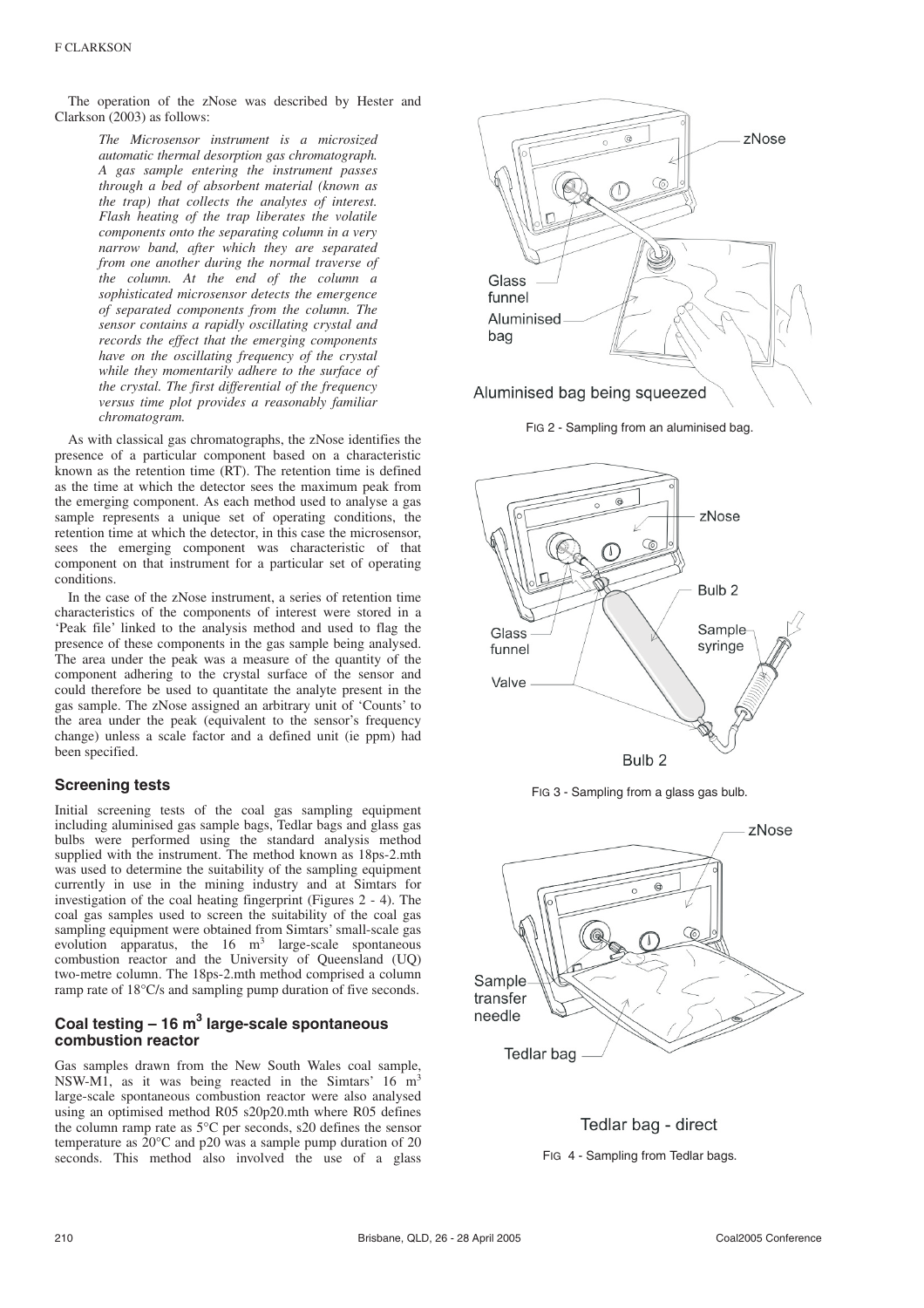The operation of the zNose was described by Hester and Clarkson (2003) as follows:

> *The Microsensor instrument is a microsized automatic thermal desorption gas chromatograph. A gas sample entering the instrument passes through a bed of absorbent material (known as the trap) that collects the analytes of interest. Flash heating of the trap liberates the volatile components onto the separating column in a very narrow band, after which they are separated from one another during the normal traverse of the column. At the end of the column a sophisticated microsensor detects the emergence of separated components from the column. The sensor contains a rapidly oscillating crystal and records the effect that the emerging components have on the oscillating frequency of the crystal while they momentarily adhere to the surface of the crystal. The first differential of the frequency versus time plot provides a reasonably familiar chromatogram.*

As with classical gas chromatographs, the zNose identifies the presence of a particular component based on a characteristic known as the retention time (RT). The retention time is defined as the time at which the detector sees the maximum peak from the emerging component. As each method used to analyse a gas sample represents a unique set of operating conditions, the retention time at which the detector, in this case the microsensor, sees the emerging component was characteristic of that component on that instrument for a particular set of operating conditions.

In the case of the zNose instrument, a series of retention time characteristics of the components of interest were stored in a 'Peak file' linked to the analysis method and used to flag the presence of these components in the gas sample being analysed. The area under the peak was a measure of the quantity of the component adhering to the crystal surface of the sensor and could therefore be used to quantitate the analyte present in the gas sample. The zNose assigned an arbitrary unit of 'Counts' to the area under the peak (equivalent to the sensor's frequency change) unless a scale factor and a defined unit (ie ppm) had been specified.

## Screening tests

Initial screening tests of the coal gas sampling equipment including aluminised gas sample bags, Tedlar bags and glass gas bulbs were performed using the standard analysis method supplied with the instrument. The method known as 18ps-2.mth was used to determine the suitability of the sampling equipment currently in use in the mining industry and at Simtars for investigation of the coal heating fingerprint (Figures 2 - 4). The coal gas samples used to screen the suitability of the coal gas sampling equipment were obtained from Simtars' small-scale gas evolution apparatus, the 16 $m^3$ large-scale spontaneous combustion reactor and the University of Queensland (UQ) two-metre column. The 18ps-2.mth method comprised a column ramp rate of 18°C/s and sampling pump duration of five seconds.

## Coal testing – 16 $m^3$ large-scale spontaneous combustion reactor

Gas samples drawn from the New South Wales coal sample, NSW-M1, as it was being reacted in the Simtars' 16 $m^3$ large-scale spontaneous combustion reactor were also analysed using an optimised method R05 s20p20.mth where R05 defines the column ramp rate as 5°C per seconds, s20 defines the sensor temperature as 20°C and p20 was a sample pump duration of 20 seconds. This method also involved the use of a glass

FIG 2 - Sampling from an aluminised bag.

FIG 3 - Sampling from a glass gas bulb.

FIG 4 - Sampling from Tedlar bags.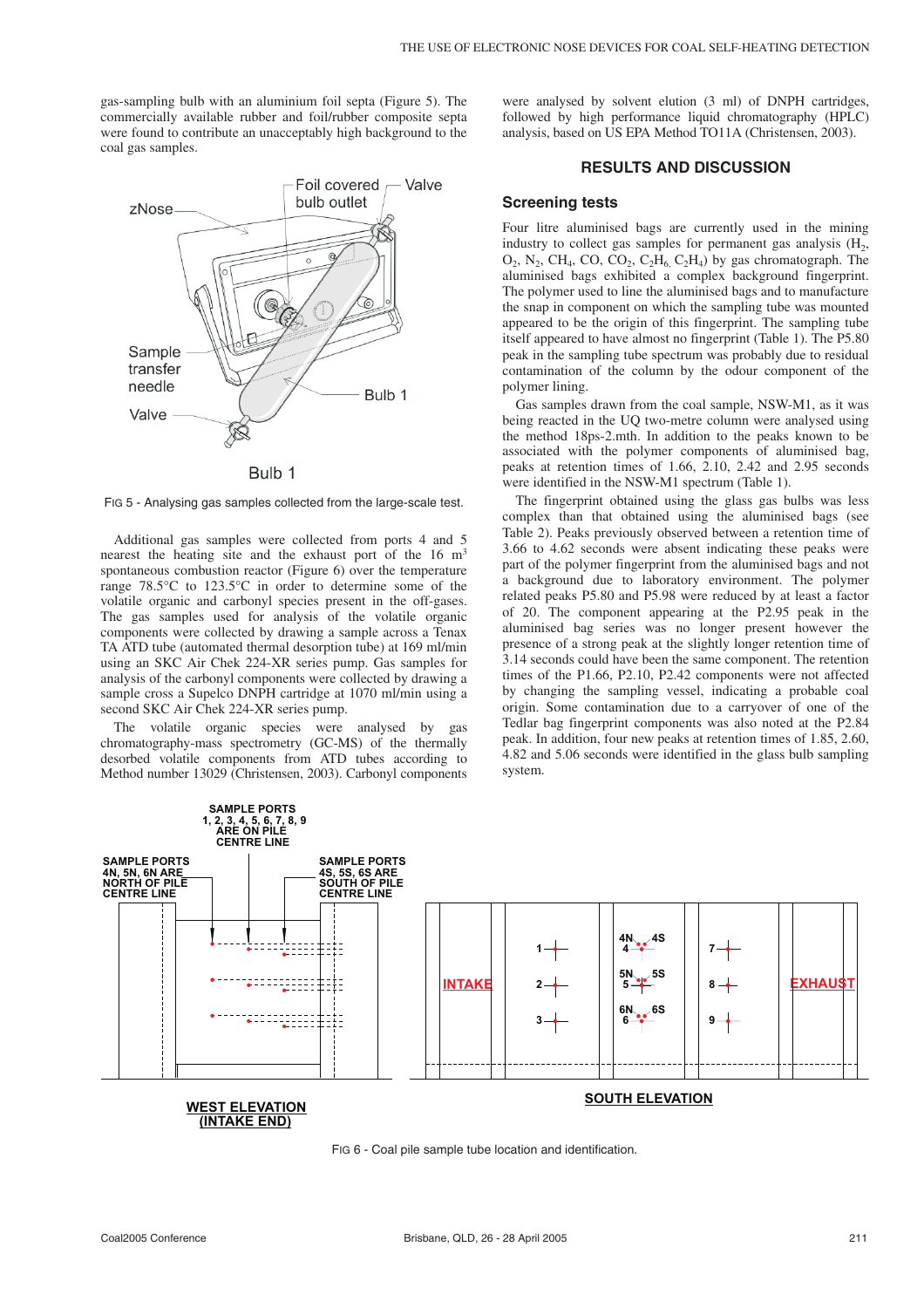gas-sampling bulb with an aluminium foil septa (Figure 5). The commercially available rubber and foil/rubber composite septa were found to contribute an unacceptably high background to the coal gas samples.

FIG 5 - Analysing gas samples collected from the large-scale test.

Additional gas samples were collected from ports 4 and 5 nearest the heating site and the exhaust port of the 16 $m^3$ spontaneous combustion reactor (Figure 6) over the temperature range 78.5°C to 123.5°C in order to determine some of the volatile organic and carbonyl species present in the off-gases. The gas samples used for analysis of the volatile organic components were collected by drawing a sample across a Tenax TA ATD tube (automated thermal desorption tube) at 169 ml/min using an SKC Air Chek 224-XR series pump. Gas samples for analysis of the carbonyl components were collected by drawing a sample cross a Supelco DNPH cartridge at 1070 ml/min using a second SKC Air Chek 224-XR series pump.

The volatile organic species were analysed by gas chromatography-mass spectrometry (GC-MS) of the thermally desorbed volatile components from ATD tubes according to Method number 13029 (Christensen, 2003). Carbonyl components were analysed by solvent elution (3 ml) of DNPH cartridges, followed by high performance liquid chromatography (HPLC) analysis, based on US EPA Method TO11A (Christensen, 2003).

## RESULTS AND DISCUSSION

### Screening tests

Four litre aluminised bags are currently used in the mining industry to collect gas samples for permanent gas analysis ($H_2$, $O_2$, $N_2$, $CH_4$, CO, $CO_2$, $C_2H_6$, $C_2H_4$) by gas chromatograph. The aluminised bags exhibited a complex background fingerprint. The polymer used to line the aluminised bags and to manufacture the snap in component on which the sampling tube was mounted appeared to be the origin of this fingerprint. The sampling tube itself appeared to have almost no fingerprint (Table 1). The P5.80 peak in the sampling tube spectrum was probably due to residual contamination of the column by the odour component of the polymer lining.

Gas samples drawn from the coal sample, NSW-M1, as it was being reacted in the UQ two-metre column were analysed using the method 18ps-2.mth. In addition to the peaks known to be associated with the polymer components of aluminised bag, peaks at retention times of 1.66, 2.10, 2.42 and 2.95 seconds were identified in the NSW-M1 spectrum (Table 1).

The fingerprint obtained using the glass gas bulbs was less complex than that obtained using the aluminised bags (see Table 2). Peaks previously observed between a retention time of 3.66 to 4.62 seconds were absent indicating these peaks were part of the polymer fingerprint from the aluminised bags and not a background due to laboratory environment. The polymer related peaks P5.80 and P5.98 were reduced by at least a factor of 20. The component appearing at the P2.95 peak in the aluminised bag series was no longer present however the presence of a strong peak at the slightly longer retention time of 3.14 seconds could have been the same component. The retention times of the P1.66, P2.10, P2.42 components were not affected by changing the sampling vessel, indicating a probable coal origin. Some contamination due to a carryover of one of the Tedlar bag fingerprint components was also noted at the P2.84 peak. In addition, four new peaks at retention times of 1.85, 2.60, 4.82 and 5.06 seconds were identified in the glass bulb sampling system.

FIG 6 - Coal pile sample tube location and identification.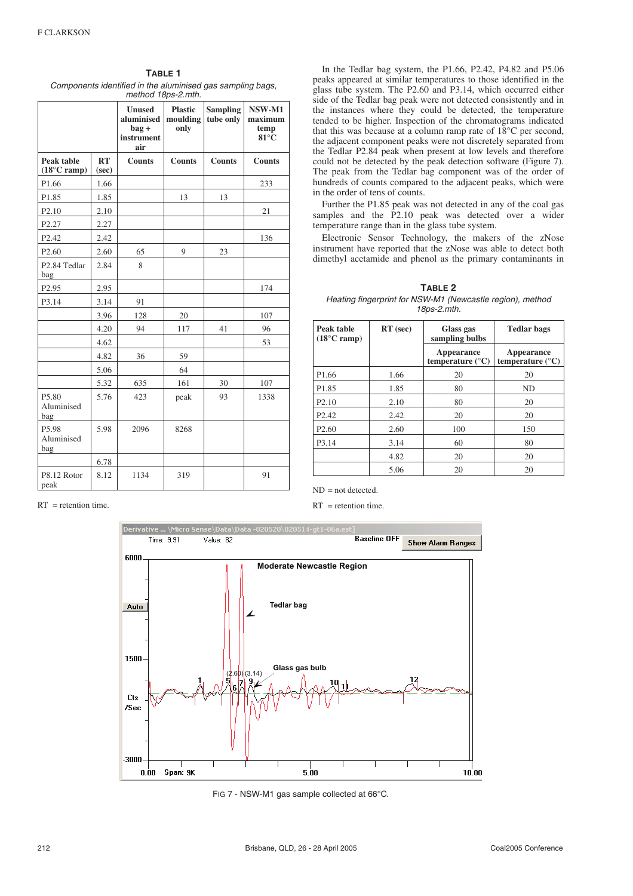**TABLE 1**

*Components identified in the aluminised gas sampling bags, method 18ps-2.mth.*

| | | Unused aluminised bag + instrument air | Plastic moulding only | Sampling tube only | NSW-M1 maximum temp 81°C |
|---|---|---|---|---|---|
| Peak table (18°C ramp) | RT (sec) | Counts | Counts | Counts | Counts |
| P1.66 | 1.66 | | | | 233 |
| P1.85 | 1.85 | | 13 | 13 | |
| P2.10 | 2.10 | | | | 21 |
| P2.27 | 2.27 | | | | |
| P2.42 | 2.42 | | | | 136 |
| P2.60 | 2.60 | 65 | 9 | 23 | |
| P2.84 Tedlar bag | 2.84 | 8 | | | |
| P2.95 | 2.95 | | | | 174 |
| P3.14 | 3.14 | 91 | | | |
| | 3.96 | 128 | 20 | | 107 |
| | 4.20 | 94 | 117 | 41 | 96 |
| | 4.62 | | | | 53 |
| | 4.82 | 36 | 59 | | |
| | 5.06 | | 64 | | |
| | 5.32 | 635 | 161 | 30 | 107 |
| P5.80 Aluminised bag | 5.76 | 423 | peak | 93 | 1338 |
| P5.98 Aluminised bag | 5.98 | 2096 | 8268 | | |
| | 6.78 | | | | |
| P8.12 Rotor peak | 8.12 | 1134 | 319 | | 91 |

RT = retention time.

In the Tedlar bag system, the P1.66, P2.42, P4.82 and P5.06 peaks appeared at similar temperatures to those identified in the glass tube system. The P2.60 and P3.14, which occurred either side of the Tedlar bag peak were not detected consistently and in the instances where they could be detected, the temperature tended to be higher. Inspection of the chromatograms indicated that this was because at a column ramp rate of 18°C per second, the adjacent component peaks were not discretely separated from the Tedlar P2.84 peak when present at low levels and therefore could not be detected by the peak detection software (Figure 7). The peak from the Tedlar bag component was of the order of hundreds of counts compared to the adjacent peaks, which were in the order of tens of counts.

Further the P1.85 peak was not detected in any of the coal gas samples and the P2.10 peak was detected over a wider temperature range than in the glass tube system.

Electronic Sensor Technology, the makers of the zNose instrument have reported that the zNose was able to detect both dimethyl acetamide and phenol as the primary contaminants in

**TABLE 2**

*Heating fingerprint for NSW-M1 (Newcastle region), method 18ps-2.mth.*

| Peak table (18°C ramp) | RT (sec) | Glass gas sampling bulbs | Tedlar bags |
|---|---|---|---|
| | | Appearance temperature (°C) | Appearance temperature (°C) |
| P1.66 | 1.66 | 20 | 20 |
| P1.85 | 1.85 | 80 | ND |
| P2.10 | 2.10 | 80 | 20 |
| P2.42 | 2.42 | 20 | 20 |
| P2.60 | 2.60 | 100 | 150 |
| P3.14 | 3.14 | 60 | 80 |
| | 4.82 | 20 | 20 |
| | 5.06 | 20 | 20 |

ND = not detected.

RT = retention time.

FIG 7 - NSW-M1 gas sample collected at 66°C.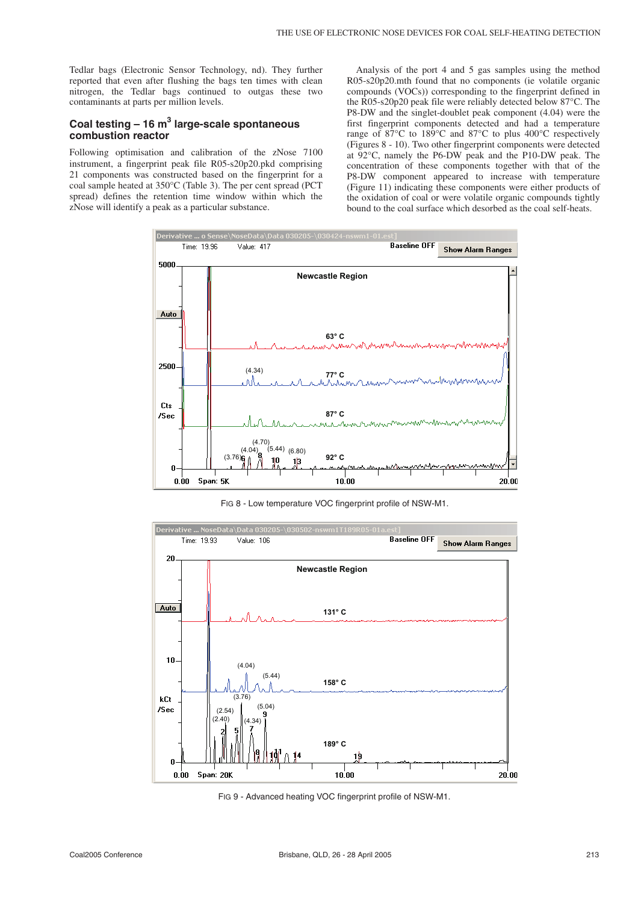Tedlar bags (Electronic Sensor Technology, nd). They further reported that even after flushing the bags ten times with clean nitrogen, the Tedlar bags continued to outgas these two contaminants at parts per million levels.

## Coal testing – 16 m$^3$ large-scale spontaneous combustion reactor

Following optimisation and calibration of the zNose 7100 instrument, a fingerprint peak file R05-s20p20.pkd comprising 21 components was constructed based on the fingerprint for a coal sample heated at 350°C (Table 3). The per cent spread (PCT spread) defines the retention time window within which the zNose will identify a peak as a particular substance.

Analysis of the port 4 and 5 gas samples using the method R05-s20p20.mth found that no components (ie volatile organic compounds (VOCs)) corresponding to the fingerprint defined in the R05-s20p20 peak file were reliably detected below 87°C. The P8-DW and the singlet-doublet peak component (4.04) were the first fingerprint components detected and had a temperature range of 87°C to 189°C and 87°C to plus 400°C respectively (Figures 8 - 10). Two other fingerprint components were detected at 92°C, namely the P6-DW peak and the P10-DW peak. The concentration of these components together with that of the P8-DW component appeared to increase with temperature (Figure 11) indicating these components were either products of the oxidation of coal or were volatile organic compounds tightly bound to the coal surface which desorbed as the coal self-heats.

FIG 8 - Low temperature VOC fingerprint profile of NSW-M1.

FIG 9 - Advanced heating VOC fingerprint profile of NSW-M1.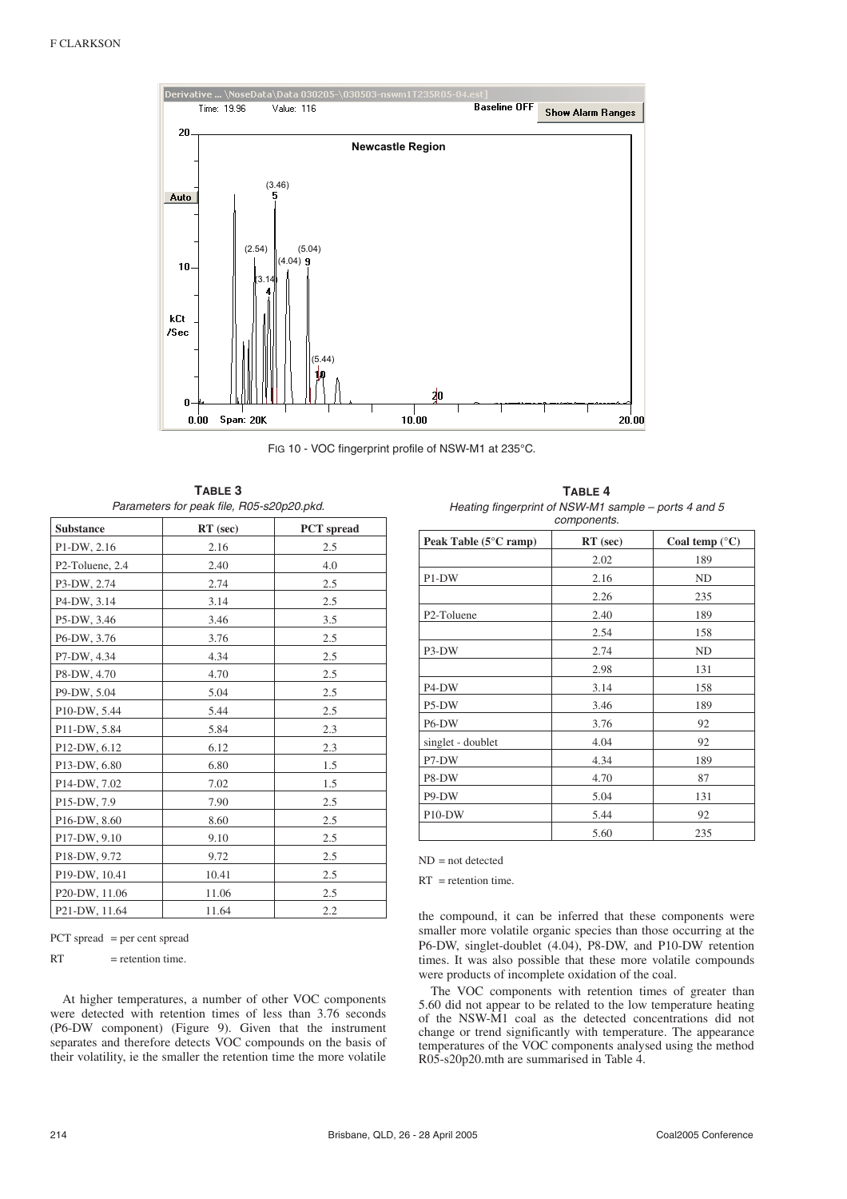FIG 10 - VOC fingerprint profile of NSW-M1 at 235°C.

**TABLE 3**

*Parameters for peak file, R05-s20p20.pkd.*

| Substance | RT (sec) | PCT spread |
|---|---|---|
| P1-DW, 2.16 | 2.16 | 2.5 |
| P2-Toluene, 2.4 | 2.40 | 4.0 |
| P3-DW, 2.74 | 2.74 | 2.5 |
| P4-DW, 3.14 | 3.14 | 2.5 |
| P5-DW, 3.46 | 3.46 | 3.5 |
| P6-DW, 3.76 | 3.76 | 2.5 |
| P7-DW, 4.34 | 4.34 | 2.5 |
| P8-DW, 4.70 | 4.70 | 2.5 |
| P9-DW, 5.04 | 5.04 | 2.5 |
| P10-DW, 5.44 | 5.44 | 2.5 |
| P11-DW, 5.84 | 5.84 | 2.3 |
| P12-DW, 6.12 | 6.12 | 2.3 |
| P13-DW, 6.80 | 6.80 | 1.5 |
| P14-DW, 7.02 | 7.02 | 1.5 |
| P15-DW, 7.9 | 7.90 | 2.5 |
| P16-DW, 8.60 | 8.60 | 2.5 |
| P17-DW, 9.10 | 9.10 | 2.5 |
| P18-DW, 9.72 | 9.72 | 2.5 |
| P19-DW, 10.41 | 10.41 | 2.5 |
| P20-DW, 11.06 | 11.06 | 2.5 |
| P21-DW, 11.64 | 11.64 | 2.2 |

PCT spread = per cent spread

RT = retention time.

At higher temperatures, a number of other VOC components were detected with retention times of less than 3.76 seconds (P6-DW component) (Figure 9). Given that the instrument separates and therefore detects VOC compounds on the basis of their volatility, ie the smaller the retention time the more volatile the compound, it can be inferred that these components were smaller more volatile organic species than those occurring at the P6-DW, singlet-doublet (4.04), P8-DW, and P10-DW retention times. It was also possible that these more volatile compounds were products of incomplete oxidation of the coal.

The VOC components with retention times of greater than 5.60 did not appear to be related to the low temperature heating of the NSW-M1 coal as the detected concentrations did not change or trend significantly with temperature. The appearance temperatures of the VOC components analysed using the method R05-s20p20.mth are summarised in Table 4.

**TABLE 4**

*Heating fingerprint of NSW-M1 sample – ports 4 and 5 components.*

| Peak Table (5°C ramp) | RT (sec) | Coal temp (°C) |
|---|---|---|
| | 2.02 | 189 |
| P1-DW | 2.16 | ND |
| | 2.26 | 235 |
| P2-Toluene | 2.40 | 189 |
| | 2.54 | 158 |
| P3-DW | 2.74 | ND |
| | 2.98 | 131 |
| P4-DW | 3.14 | 158 |
| P5-DW | 3.46 | 189 |
| P6-DW | 3.76 | 92 |
| singlet - doublet | 4.04 | 92 |
| P7-DW | 4.34 | 189 |
| P8-DW | 4.70 | 87 |
| P9-DW | 5.04 | 131 |
| P10-DW | 5.44 | 92 |
| | 5.60 | 235 |

ND = not detected

RT = retention time.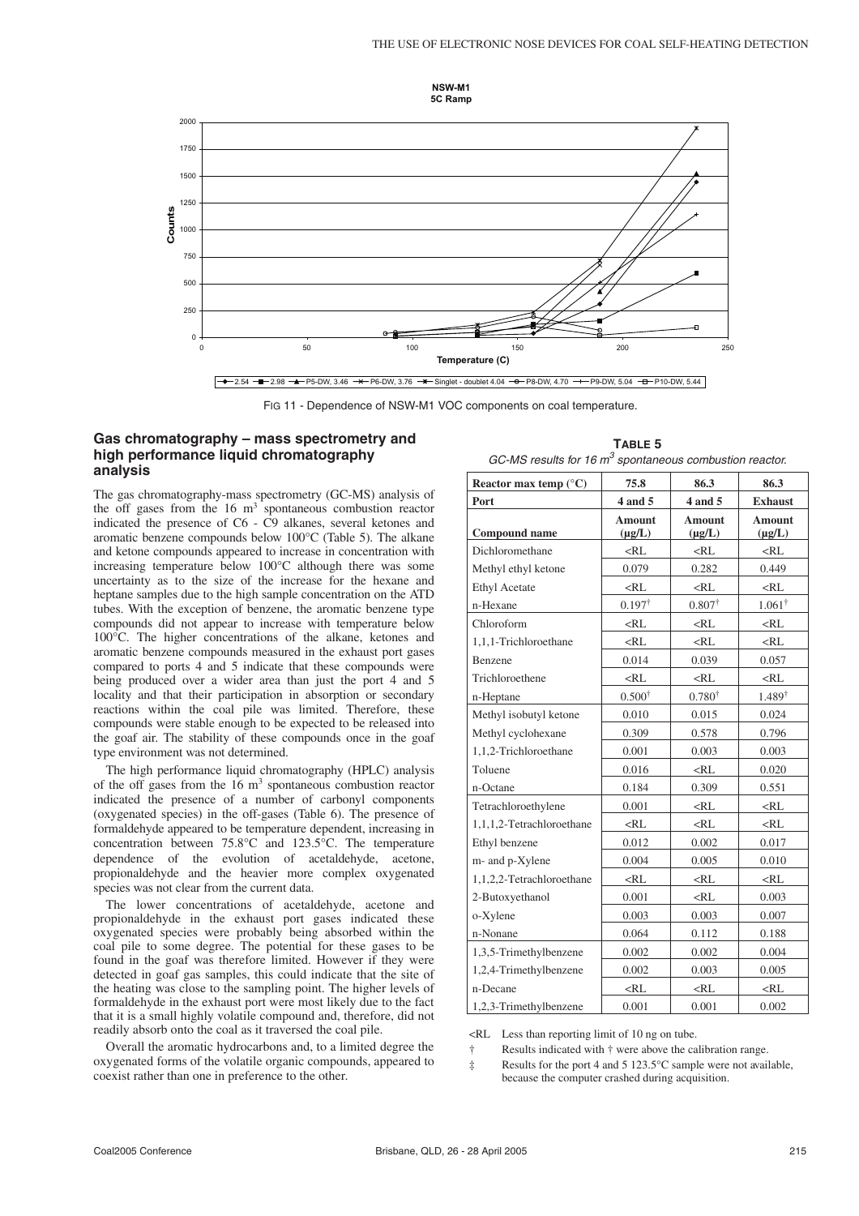FIG 11 - Dependence of NSW-M1 VOC components on coal temperature.

## Gas chromatography – mass spectrometry and high performance liquid chromatography analysis

The gas chromatography-mass spectrometry (GC-MS) analysis of the off gases from the 16 $m^3$ spontaneous combustion reactor indicated the presence of C6 - C9 alkanes, several ketones and aromatic benzene compounds below 100°C (Table 5). The alkane and ketone compounds appeared to increase in concentration with increasing temperature below 100°C although there was some uncertainty as to the size of the increase for the hexane and heptane samples due to the high sample concentration on the ATD tubes. With the exception of benzene, the aromatic benzene type compounds did not appear to increase with temperature below 100°C. The higher concentrations of the alkane, ketones and aromatic benzene compounds measured in the exhaust port gases compared to ports 4 and 5 indicate that these compounds were being produced over a wider area than just the port 4 and 5 locality and that their participation in absorption or secondary reactions within the coal pile was limited. Therefore, these compounds were stable enough to be expected to be released into the goaf air. The stability of these compounds once in the goaf type environment was not determined.

The high performance liquid chromatography (HPLC) analysis of the off gases from the 16 $m^3$ spontaneous combustion reactor indicated the presence of a number of carbonyl components (oxygenated species) in the off-gases (Table 6). The presence of formaldehyde appeared to be temperature dependent, increasing in concentration between 75.8°C and 123.5°C. The temperature dependence of the evolution of acetaldehyde, acetone, propionaldehyde and the heavier more complex oxygenated species was not clear from the current data.

The lower concentrations of acetaldehyde, acetone and propionaldehyde in the exhaust port gases indicated these oxygenated species were probably being absorbed within the coal pile to some degree. The potential for these gases to be found in the goaf was therefore limited. However if they were detected in goaf gas samples, this could indicate that the site of the heating was close to the sampling point. The higher levels of formaldehyde in the exhaust port were most likely due to the fact that it is a small highly volatile compound and, therefore, did not readily absorb onto the coal as it traversed the coal pile.

Overall the aromatic hydrocarbons and, to a limited degree the oxygenated forms of the volatile organic compounds, appeared to coexist rather than one in preference to the other.

**TABLE 5**

*GC-MS results for 16 $m^3$ spontaneous combustion reactor.*

| Reactor max temp (°C) | 75.8 | 86.3 | 86.3 |
|---|---|---|---|
| Port | 4 and 5 | 4 and 5 | Exhaust |
| Compound name | Amount (µg/L) | Amount (µg/L) | Amount (µg/L) |
| Dichloromethane | <RL | <RL | <RL |
| Methyl ethyl ketone | 0.079 | 0.282 | 0.449 |
| Ethyl Acetate | <RL | <RL | <RL |
| n-Hexane | 0.197† | 0.807† | 1.061† |
| Chloroform | <RL | <RL | <RL |
| 1,1,1-Trichloroethane | <RL | <RL | <RL |
| Benzene | 0.014 | 0.039 | 0.057 |
| Trichloroethene | <RL | <RL | <RL |
| n-Heptane | 0.500† | 0.780† | 1.489† |
| Methyl isobutyl ketone | 0.010 | 0.015 | 0.024 |
| Methyl cyclohexane | 0.309 | 0.578 | 0.796 |
| 1,1,2-Trichloroethane | 0.001 | 0.003 | 0.003 |
| Toluene | 0.016 | <RL | 0.020 |
| n-Octane | 0.184 | 0.309 | 0.551 |
| Tetrachloroethylene | 0.001 | <RL | <RL |
| 1,1,1,2-Tetrachloroethane | <RL | <RL | <RL |
| Ethyl benzene | 0.012 | 0.002 | 0.017 |
| m- and p-Xylene | 0.004 | 0.005 | 0.010 |
| 1,1,2,2-Tetrachloroethane | <RL | <RL | <RL |
| 2-Butoxyethanol | 0.001 | <RL | 0.003 |
| o-Xylene | 0.003 | 0.003 | 0.007 |
| n-Nonane | 0.064 | 0.112 | 0.188 |
| 1,3,5-Trimethylbenzene | 0.002 | 0.002 | 0.004 |
| 1,2,4-Trimethylbenzene | 0.002 | 0.003 | 0.005 |
| n-Decane | <RL | <RL | <RL |
| 1,2,3-Trimethylbenzene | 0.001 | 0.001 | 0.002 |

<RL Less than reporting limit of 10 ng on tube.

† Results indicated with † were above the calibration range.

‡ Results for the port 4 and 5 123.5°C sample were not available, because the computer crashed during acquisition.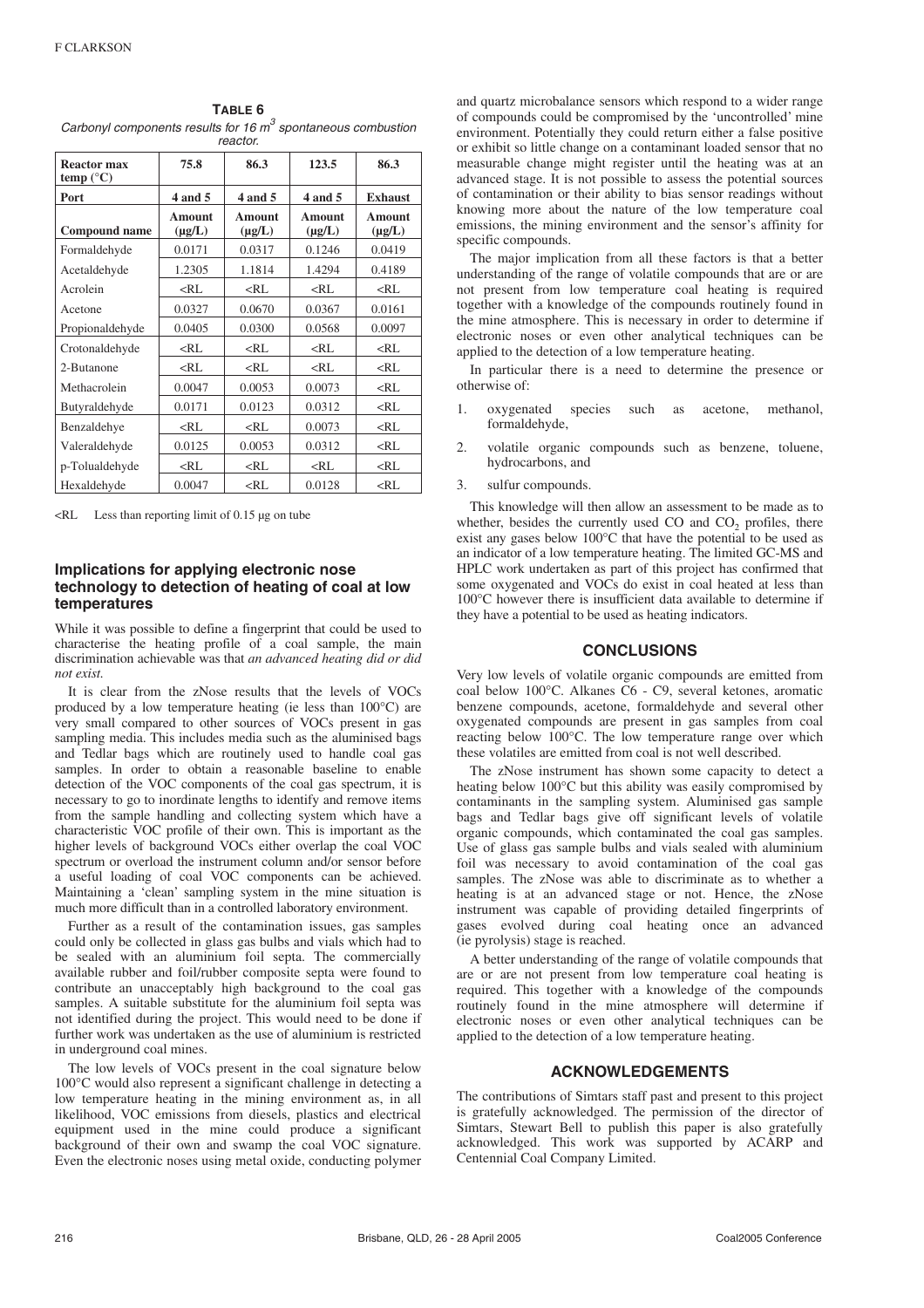**TABLE 6**

*Carbonyl components results for 16 $m^3$ spontaneous combustion reactor.*

| Reactor max temp (°C) | 75.8 | 86.3 | 123.5 | 86.3 |
|---|---|---|---|---|
| **Port** | **4 and 5** | **4 and 5** | **4 and 5** | **Exhaust** |
| **Compound name** | **Amount (µg/L)** | **Amount (µg/L)** | **Amount (µg/L)** | **Amount (µg/L)** |
| Formaldehyde | 0.0171 | 0.0317 | 0.1246 | 0.0419 |
| Acetaldehyde | 1.2305 | 1.1814 | 1.4294 | 0.4189 |
| Acrolein | <RL | <RL | <RL | <RL |
| Acetone | 0.0327 | 0.0670 | 0.0367 | 0.0161 |
| Propionaldehyde | 0.0405 | 0.0300 | 0.0568 | 0.0097 |
| Crotonaldehyde | <RL | <RL | <RL | <RL |
| 2-Butanone | <RL | <RL | <RL | <RL |
| Methacrolein | 0.0047 | 0.0053 | 0.0073 | <RL |
| Butyraldehyde | 0.0171 | 0.0123 | 0.0312 | <RL |
| Benzaldehye | <RL | <RL | 0.0073 | <RL |
| Valeraldehyde | 0.0125 | 0.0053 | 0.0312 | <RL |
| p-Tolualdehyde | <RL | <RL | <RL | <RL |
| Hexaldehyde | 0.0047 | <RL | 0.0128 | <RL |

<RL Less than reporting limit of 0.15 µg on tube

## Implications for applying electronic nose technology to detection of heating of coal at low temperatures

While it was possible to define a fingerprint that could be used to characterise the heating profile of a coal sample, the main discrimination achievable was that *an advanced heating did or did not exist.*

It is clear from the zNose results that the levels of VOCs produced by a low temperature heating (ie less than 100°C) are very small compared to other sources of VOCs present in gas sampling media. This includes media such as the aluminised bags and Tedlar bags which are routinely used to handle coal gas samples. In order to obtain a reasonable baseline to enable detection of the VOC components of the coal gas spectrum, it is necessary to go to inordinate lengths to identify and remove items from the sample handling and collecting system which have a characteristic VOC profile of their own. This is important as the higher levels of background VOCs either overlap the coal VOC spectrum or overload the instrument column and/or sensor before a useful loading of coal VOC components can be achieved. Maintaining a 'clean' sampling system in the mine situation is much more difficult than in a controlled laboratory environment.

Further as a result of the contamination issues, gas samples could only be collected in glass gas bulbs and vials which had to be sealed with an aluminium foil septa. The commercially available rubber and foil/rubber composite septa were found to contribute an unacceptably high background to the coal gas samples. A suitable substitute for the aluminium foil septa was not identified during the project. This would need to be done if further work was undertaken as the use of aluminium is restricted in underground coal mines.

The low levels of VOCs present in the coal signature below 100°C would also represent a significant challenge in detecting a low temperature heating in the mining environment as, in all likelihood, VOC emissions from diesels, plastics and electrical equipment used in the mine could produce a significant background of their own and swamp the coal VOC signature. Even the electronic noses using metal oxide, conducting polymer and quartz microbalance sensors which respond to a wider range of compounds could be compromised by the 'uncontrolled' mine environment. Potentially they could return either a false positive or exhibit so little change on a contaminant loaded sensor that no measurable change might register until the heating was at an advanced stage. It is not possible to assess the potential sources of contamination or their ability to bias sensor readings without knowing more about the nature of the low temperature coal emissions, the mining environment and the sensor's affinity for specific compounds.

The major implication from all these factors is that a better understanding of the range of volatile compounds that are or are not present from low temperature coal heating is required together with a knowledge of the compounds routinely found in the mine atmosphere. This is necessary in order to determine if electronic noses or even other analytical techniques can be applied to the detection of a low temperature heating.

In particular there is a need to determine the presence or otherwise of:

1. oxygenated species such as acetone, methanol, formaldehyde,
2. volatile organic compounds such as benzene, toluene, hydrocarbons, and
3. sulfur compounds.

This knowledge will then allow an assessment to be made as to whether, besides the currently used CO and $CO_2$ profiles, there exist any gases below 100°C that have the potential to be used as an indicator of a low temperature heating. The limited GC-MS and HPLC work undertaken as part of this project has confirmed that some oxygenated and VOCs do exist in coal heated at less than 100°C however there is insufficient data available to determine if they have a potential to be used as heating indicators.

## CONCLUSIONS

Very low levels of volatile organic compounds are emitted from coal below 100°C. Alkanes C6 - C9, several ketones, aromatic benzene compounds, acetone, formaldehyde and several other oxygenated compounds are present in gas samples from coal reacting below 100°C. The low temperature range over which these volatiles are emitted from coal is not well described.

The zNose instrument has shown some capacity to detect a heating below 100°C but this ability was easily compromised by contaminants in the sampling system. Aluminised gas sample bags and Tedlar bags give off significant levels of volatile organic compounds, which contaminated the coal gas samples. Use of glass gas sample bulbs and vials sealed with aluminium foil was necessary to avoid contamination of the coal gas samples. The zNose was able to discriminate as to whether a heating is at an advanced stage or not. Hence, the zNose instrument was capable of providing detailed fingerprints of gases evolved during coal heating once an advanced (ie pyrolysis) stage is reached.

A better understanding of the range of volatile compounds that are or are not present from low temperature coal heating is required. This together with a knowledge of the compounds routinely found in the mine atmosphere will determine if electronic noses or even other analytical techniques can be applied to the detection of a low temperature heating.

## ACKNOWLEDGEMENTS

The contributions of Simtars staff past and present to this project is gratefully acknowledged. The permission of the director of Simtars, Stewart Bell to publish this paper is also gratefully acknowledged. This work was supported by ACARP and Centennial Coal Company Limited.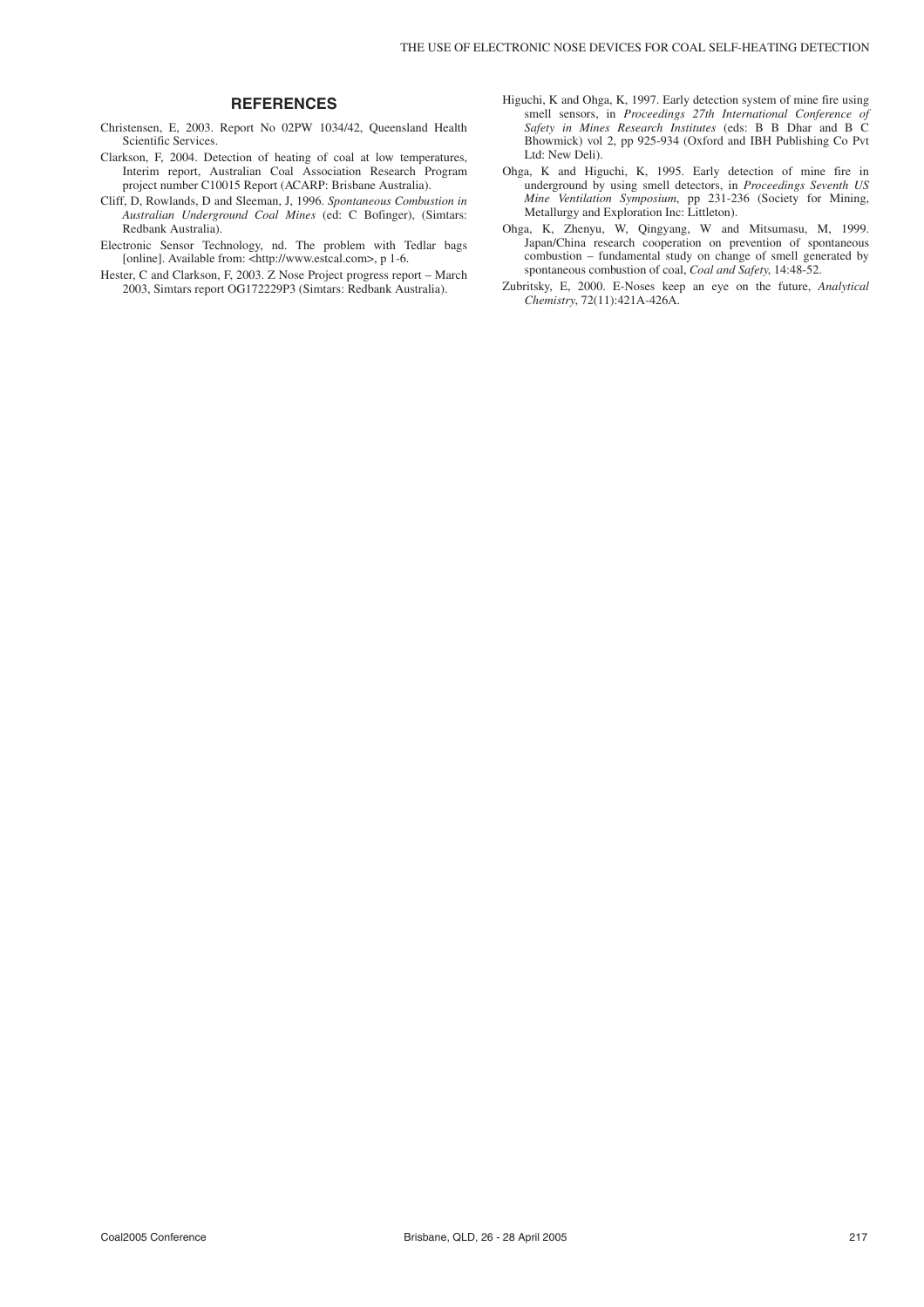## REFERENCES

Christensen, E, 2003. Report No 02PW 1034/42, Queensland Health Scientific Services.

Clarkson, F, 2004. Detection of heating of coal at low temperatures, Interim report, Australian Coal Association Research Program project number C10015 Report (ACARP: Brisbane Australia).

Cliff, D, Rowlands, D and Sleeman, J, 1996. *Spontaneous Combustion in Australian Underground Coal Mines* (ed: C Bofinger), (Simtars: Redbank Australia).

Electronic Sensor Technology, nd. The problem with Tedlar bags [online]. Available from: <http://www.estcal.com>, p 1-6.

Hester, C and Clarkson, F, 2003. Z Nose Project progress report – March 2003, Simtars report OG172229P3 (Simtars: Redbank Australia).

Higuchi, K and Ohga, K, 1997. Early detection system of mine fire using smell sensors, in *Proceedings 27th International Conference of Safety in Mines Research Institutes* (eds: B B Dhar and B C Bhowmick) vol 2, pp 925-934 (Oxford and IBH Publishing Co Pvt Ltd: New Deli).

Ohga, K and Higuchi, K, 1995. Early detection of mine fire in underground by using smell detectors, in *Proceedings Seventh US Mine Ventilation Symposium*, pp 231-236 (Society for Mining, Metallurgy and Exploration Inc: Littleton).

Ohga, K, Zhenyu, W, Qingyang, W and Mitsumasu, M, 1999. Japan/China research cooperation on prevention of spontaneous combustion – fundamental study on change of smell generated by spontaneous combustion of coal, *Coal and Safety*, 14:48-52.

Zubritsky, E, 2000. E-Noses keep an eye on the future, *Analytical Chemistry*, 72(11):421A-426A.